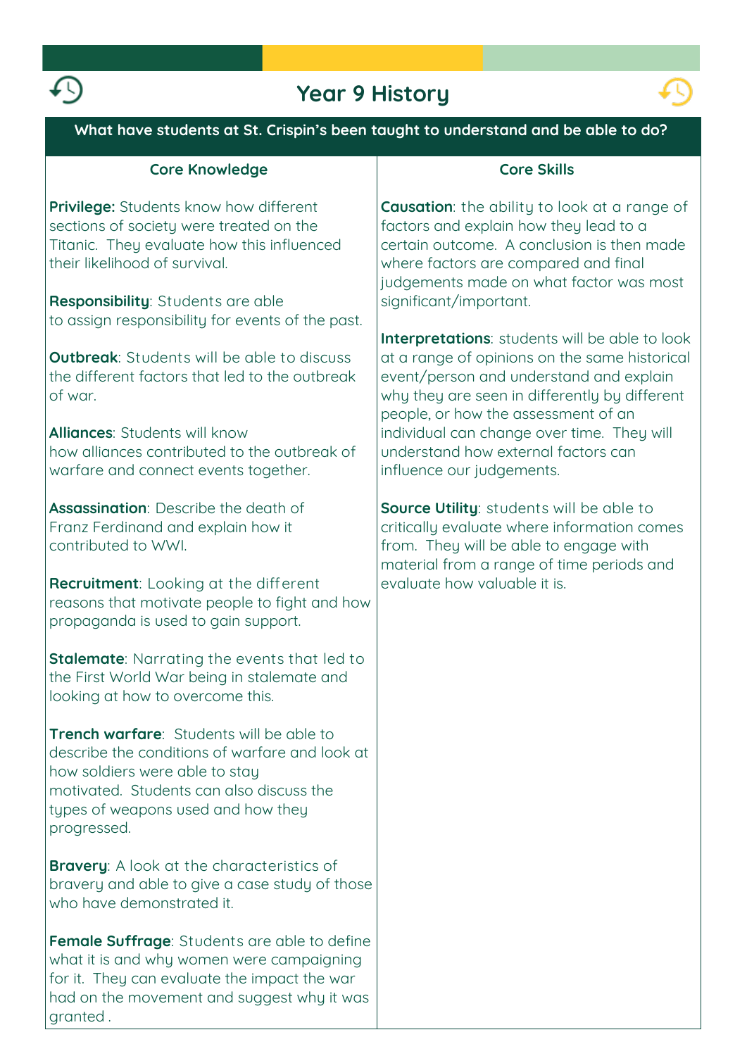# Year 9 History

| What have students at St. Crispin's been taught to understand and be able to do? | |
|---|---|
| **Core Knowledge** | **Core Skills** |
| **Privilege:** Students know how different sections of society were treated on the Titanic. They evaluate how this influenced their likelihood of survival.<br><br>**Responsibility**: Students are able to assign responsibility for events of the past.<br><br>**Outbreak**: Students will be able to discuss the different factors that led to the outbreak of war.<br><br>**Alliances**: Students will know how alliances contributed to the outbreak of warfare and connect events together.<br><br>**Assassination**: Describe the death of Franz Ferdinand and explain how it contributed to WWI.<br><br>**Recruitment**: Looking at the different reasons that motivate people to fight and how propaganda is used to gain support.<br><br>**Stalemate**: Narrating the events that led to the First World War being in stalemate and looking at how to overcome this.<br><br>**Trench warfare**: Students will be able to describe the conditions of warfare and look at how soldiers were able to stay motivated. Students can also discuss the types of weapons used and how they progressed.<br><br>**Bravery**: A look at the characteristics of bravery and able to give a case study of those who have demonstrated it.<br><br>**Female Suffrage**: Students are able to define what it is and why women were campaigning for it. They can evaluate the impact the war had on the movement and suggest why it was granted . | **Causation**: the ability to look at a range of factors and explain how they lead to a certain outcome. A conclusion is then made where factors are compared and final judgements made on what factor was most significant/important.<br><br>**Interpretations**: students will be able to look at a range of opinions on the same historical event/person and understand and explain why they are seen in differently by different people, or how the assessment of an individual can change over time. They will understand how external factors can influence our judgements.<br><br>**Source Utility**: students will be able to critically evaluate where information comes from. They will be able to engage with material from a range of time periods and evaluate how valuable it is. |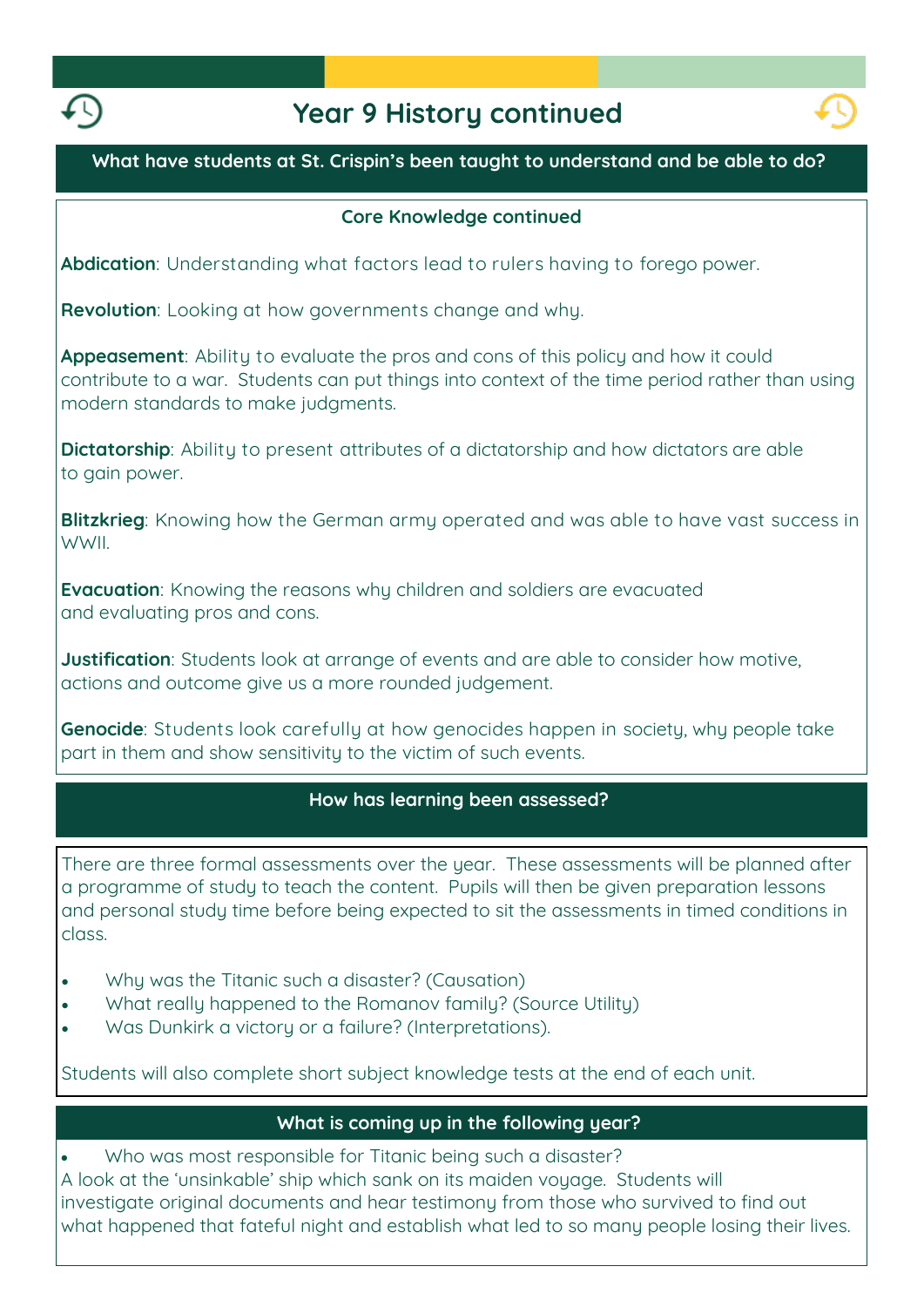# Year 9 History continued

## What have students at St. Crispin's been taught to understand and be able to do?

### Core Knowledge continued

**Abdication**: Understanding what factors lead to rulers having to forego power.

**Revolution**: Looking at how governments change and why.

**Appeasement**: Ability to evaluate the pros and cons of this policy and how it could contribute to a war. Students can put things into context of the time period rather than using modern standards to make judgments.

**Dictatorship**: Ability to present attributes of a dictatorship and how dictators are able to gain power.

**Blitzkrieg**: Knowing how the German army operated and was able to have vast success in WWII.

**Evacuation**: Knowing the reasons why children and soldiers are evacuated and evaluating pros and cons.

**Justification**: Students look at arrange of events and are able to consider how motive, actions and outcome give us a more rounded judgement.

**Genocide**: Students look carefully at how genocides happen in society, why people take part in them and show sensitivity to the victim of such events.

## How has learning been assessed?

There are three formal assessments over the year. These assessments will be planned after a programme of study to teach the content. Pupils will then be given preparation lessons and personal study time before being expected to sit the assessments in timed conditions in class.

- Why was the Titanic such a disaster? (Causation)
- What really happened to the Romanov family? (Source Utility)
- Was Dunkirk a victory or a failure? (Interpretations).

Students will also complete short subject knowledge tests at the end of each unit.

## What is coming up in the following year?

- Who was most responsible for Titanic being such a disaster?

A look at the 'unsinkable' ship which sank on its maiden voyage. Students will investigate original documents and hear testimony from those who survived to find out what happened that fateful night and establish what led to so many people losing their lives.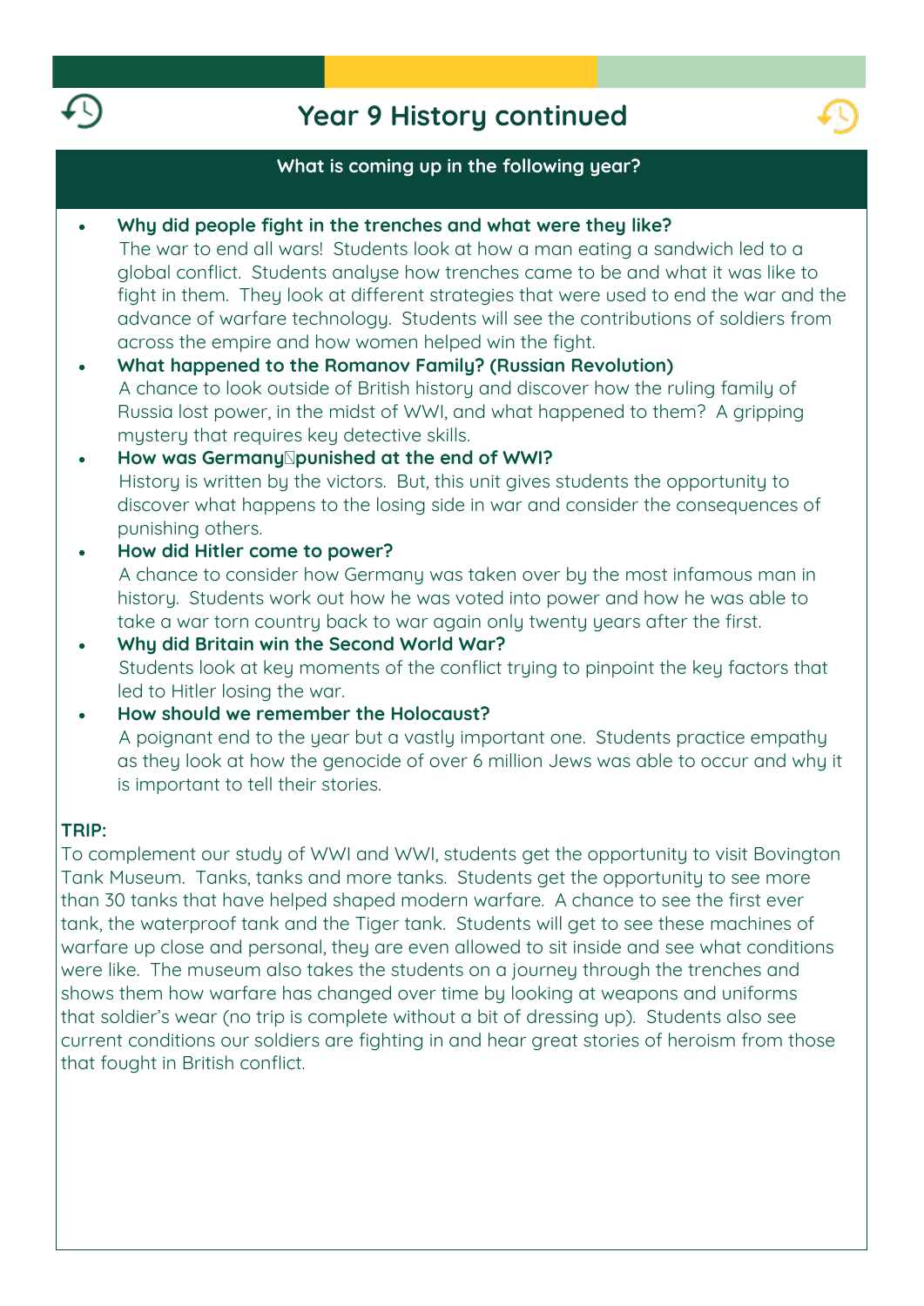# Year 9 History continued

## What is coming up in the following year?

- **Why did people fight in the trenches and what were they like?**
  The war to end all wars! Students look at how a man eating a sandwich led to a global conflict. Students analyse how trenches came to be and what it was like to fight in them. They look at different strategies that were used to end the war and the advance of warfare technology. Students will see the contributions of soldiers from across the empire and how women helped win the fight.
- **What happened to the Romanov Family? (Russian Revolution)**
  A chance to look outside of British history and discover how the ruling family of Russia lost power, in the midst of WWI, and what happened to them? A gripping mystery that requires key detective skills.
- **How was Germany punished at the end of WWI?**
  History is written by the victors. But, this unit gives students the opportunity to discover what happens to the losing side in war and consider the consequences of punishing others.
- **How did Hitler come to power?**
  A chance to consider how Germany was taken over by the most infamous man in history. Students work out how he was voted into power and how he was able to take a war torn country back to war again only twenty years after the first.
- **Why did Britain win the Second World War?**
  Students look at key moments of the conflict trying to pinpoint the key factors that led to Hitler losing the war.
- **How should we remember the Holocaust?**
  A poignant end to the year but a vastly important one. Students practice empathy as they look at how the genocide of over 6 million Jews was able to occur and why it is important to tell their stories.

**TRIP:**

To complement our study of WWI and WWI, students get the opportunity to visit Bovington Tank Museum. Tanks, tanks and more tanks. Students get the opportunity to see more than 30 tanks that have helped shaped modern warfare. A chance to see the first ever tank, the waterproof tank and the Tiger tank. Students will get to see these machines of warfare up close and personal, they are even allowed to sit inside and see what conditions were like. The museum also takes the students on a journey through the trenches and shows them how warfare has changed over time by looking at weapons and uniforms that soldier's wear (no trip is complete without a bit of dressing up). Students also see current conditions our soldiers are fighting in and hear great stories of heroism from those that fought in British conflict.